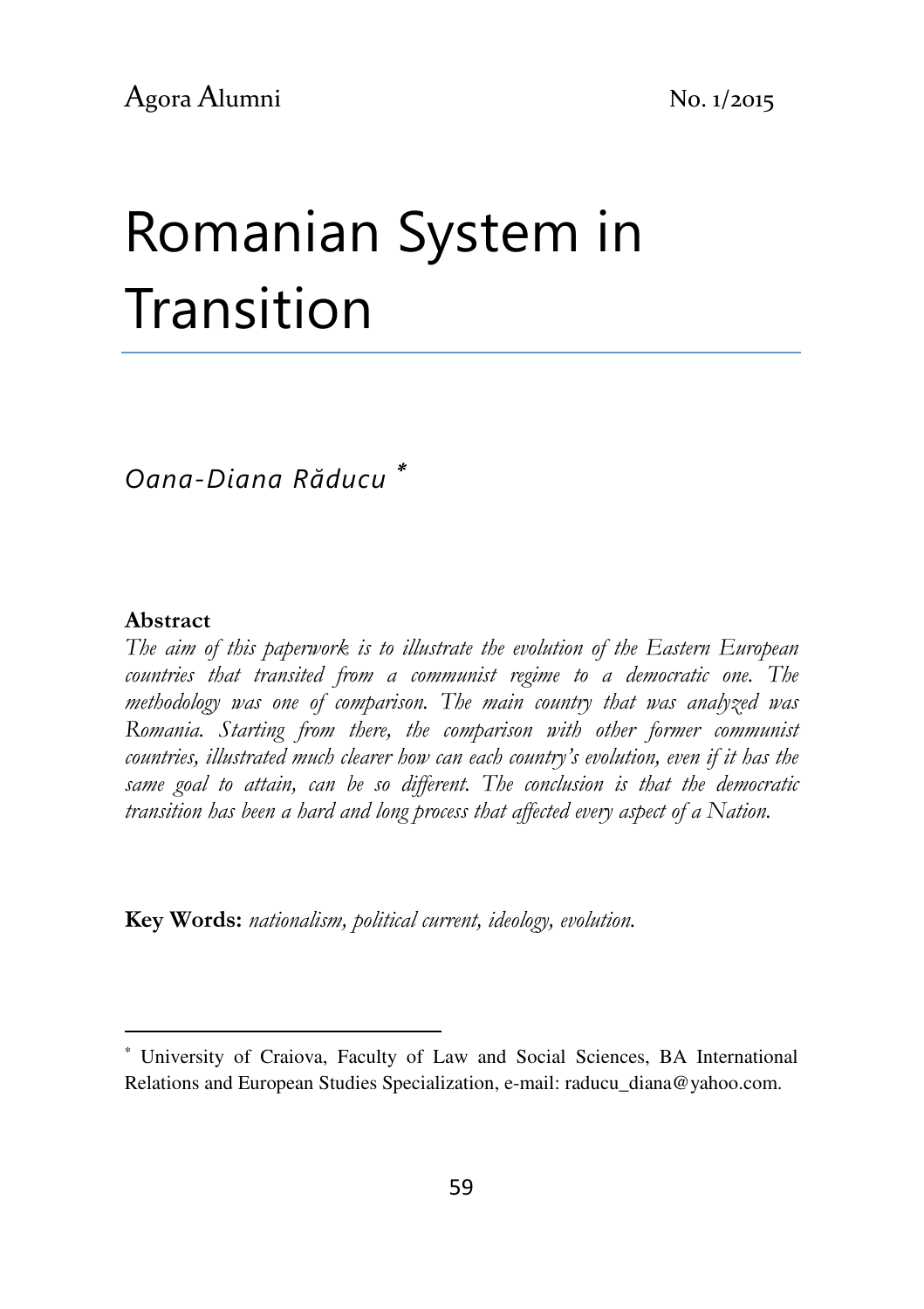# Romanian System in Transition

*Oana-Diana Răducu* [*]

**Abstract**

*The aim of this paperwork is to illustrate the evolution of the Eastern European countries that transited from a communist regime to a democratic one. The methodology was one of comparison. The main country that was analyzed was Romania. Starting from there, the comparison with other former communist countries, illustrated much clearer how can each country's evolution, even if it has the same goal to attain, can be so different. The conclusion is that the democratic transition has been a hard and long process that affected every aspect of a Nation.*

**Key Words:** *nationalism, political current, ideology, evolution.*

---

[*] University of Craiova, Faculty of Law and Social Sciences, BA International Relations and European Studies Specialization, e-mail: raducu_diana@yahoo.com.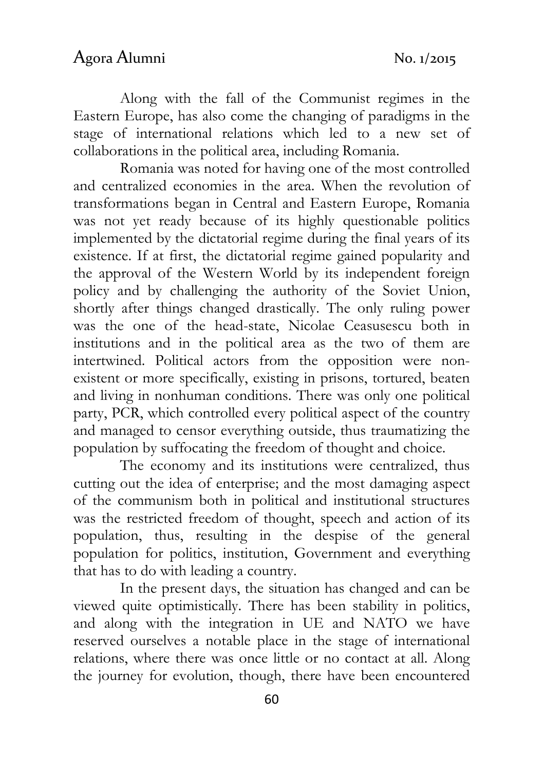Along with the fall of the Communist regimes in the Eastern Europe, has also come the changing of paradigms in the stage of international relations which led to a new set of collaborations in the political area, including Romania.

Romania was noted for having one of the most controlled and centralized economies in the area. When the revolution of transformations began in Central and Eastern Europe, Romania was not yet ready because of its highly questionable politics implemented by the dictatorial regime during the final years of its existence. If at first, the dictatorial regime gained popularity and the approval of the Western World by its independent foreign policy and by challenging the authority of the Soviet Union, shortly after things changed drastically. The only ruling power was the one of the head-state, Nicolae Ceasusescu both in institutions and in the political area as the two of them are intertwined. Political actors from the opposition were non-existent or more specifically, existing in prisons, tortured, beaten and living in nonhuman conditions. There was only one political party, PCR, which controlled every political aspect of the country and managed to censor everything outside, thus traumatizing the population by suffocating the freedom of thought and choice.

The economy and its institutions were centralized, thus cutting out the idea of enterprise; and the most damaging aspect of the communism both in political and institutional structures was the restricted freedom of thought, speech and action of its population, thus, resulting in the despise of the general population for politics, institution, Government and everything that has to do with leading a country.

In the present days, the situation has changed and can be viewed quite optimistically. There has been stability in politics, and along with the integration in UE and NATO we have reserved ourselves a notable place in the stage of international relations, where there was once little or no contact at all. Along the journey for evolution, though, there have been encountered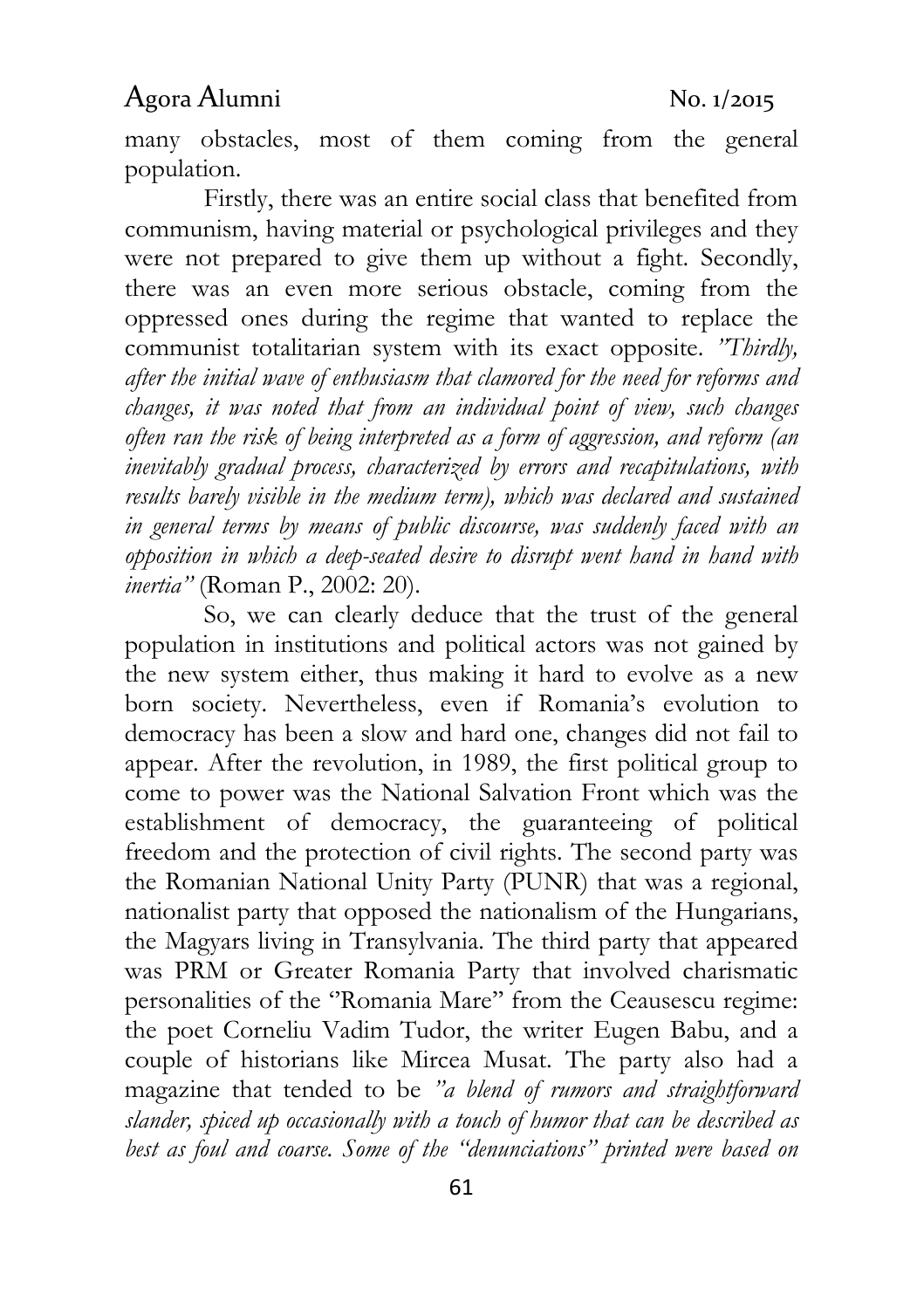many obstacles, most of them coming from the general population.

Firstly, there was an entire social class that benefited from communism, having material or psychological privileges and they were not prepared to give them up without a fight. Secondly, there was an even more serious obstacle, coming from the oppressed ones during the regime that wanted to replace the communist totalitarian system with its exact opposite. *"Thirdly, after the initial wave of enthusiasm that clamored for the need for reforms and changes, it was noted that from an individual point of view, such changes often ran the risk of being interpreted as a form of aggression, and reform (an inevitably gradual process, characterized by errors and recapitulations, with results barely visible in the medium term), which was declared and sustained in general terms by means of public discourse, was suddenly faced with an opposition in which a deep-seated desire to disrupt went hand in hand with inertia"* (Roman P., 2002: 20).

So, we can clearly deduce that the trust of the general population in institutions and political actors was not gained by the new system either, thus making it hard to evolve as a new born society. Nevertheless, even if Romania's evolution to democracy has been a slow and hard one, changes did not fail to appear. After the revolution, in 1989, the first political group to come to power was the National Salvation Front which was the establishment of democracy, the guaranteeing of political freedom and the protection of civil rights. The second party was the Romanian National Unity Party (PUNR) that was a regional, nationalist party that opposed the nationalism of the Hungarians, the Magyars living in Transylvania. The third party that appeared was PRM or Greater Romania Party that involved charismatic personalities of the "Romania Mare" from the Ceausescu regime: the poet Corneliu Vadim Tudor, the writer Eugen Babu, and a couple of historians like Mircea Musat. The party also had a magazine that tended to be *"a blend of rumors and straightforward slander, spiced up occasionally with a touch of humor that can be described as best as foul and coarse. Some of the "denunciations" printed were based on*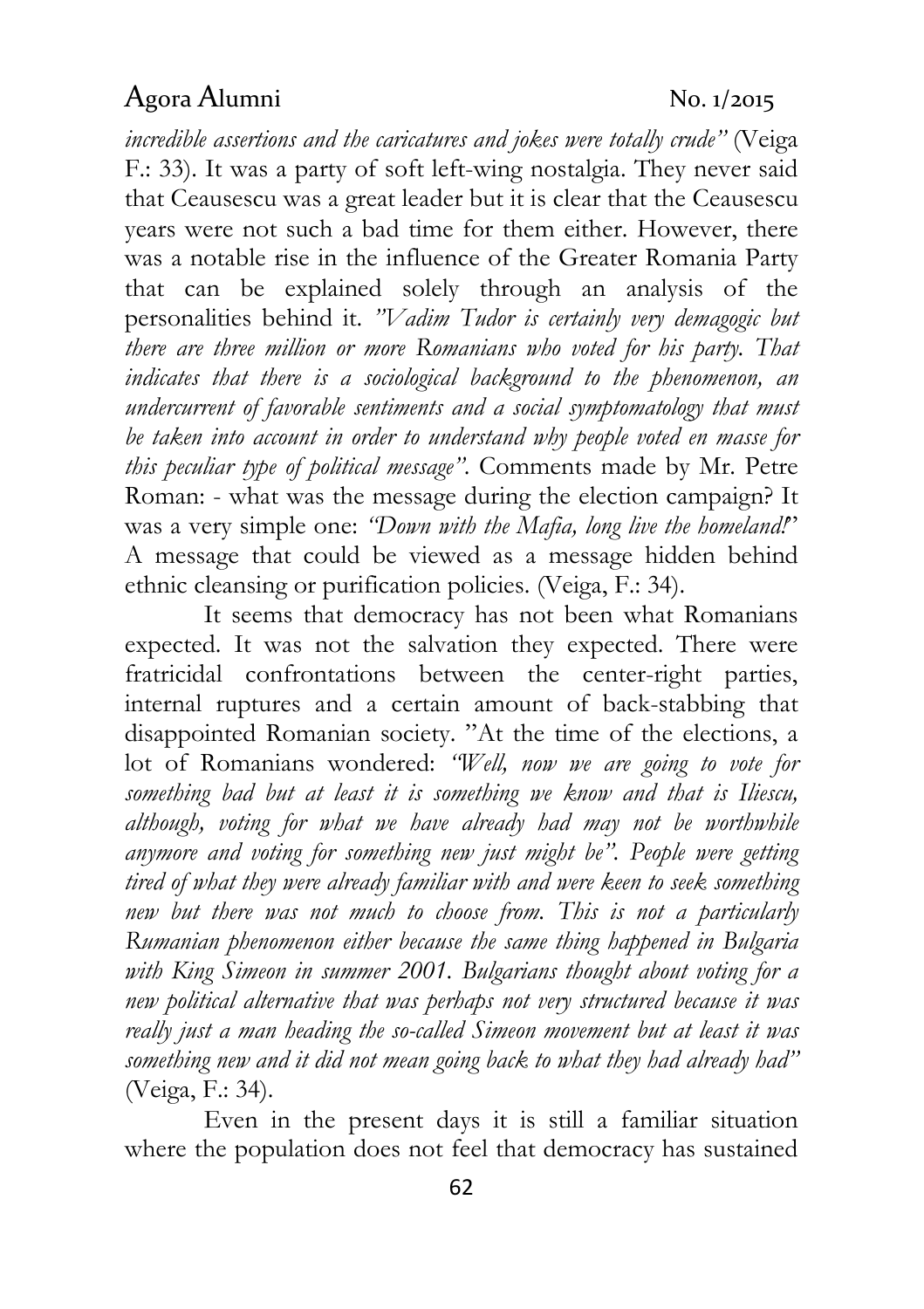*incredible assertions and the caricatures and jokes were totally crude"* (Veiga F.: 33). It was a party of soft left-wing nostalgia. They never said that Ceausescu was a great leader but it is clear that the Ceausescu years were not such a bad time for them either. However, there was a notable rise in the influence of the Greater Romania Party that can be explained solely through an analysis of the personalities behind it. *"Vadim Tudor is certainly very demagogic but there are three million or more Romanians who voted for his party. That indicates that there is a sociological background to the phenomenon, an undercurrent of favorable sentiments and a social symptomatology that must be taken into account in order to understand why people voted en masse for this peculiar type of political message"*. Comments made by Mr. Petre Roman: - what was the message during the election campaign? It was a very simple one: *"Down with the Mafia, long live the homeland!"* A message that could be viewed as a message hidden behind ethnic cleansing or purification policies. (Veiga, F.: 34).

It seems that democracy has not been what Romanians expected. It was not the salvation they expected. There were fratricidal confrontations between the center-right parties, internal ruptures and a certain amount of back-stabbing that disappointed Romanian society. "At the time of the elections, a lot of Romanians wondered: *"Well, now we are going to vote for something bad but at least it is something we know and that is Iliescu, although, voting for what we have already had may not be worthwhile anymore and voting for something new just might be". People were getting tired of what they were already familiar with and were keen to seek something new but there was not much to choose from. This is not a particularly Rumanian phenomenon either because the same thing happened in Bulgaria with King Simeon in summer 2001. Bulgarians thought about voting for a new political alternative that was perhaps not very structured because it was really just a man heading the so-called Simeon movement but at least it was something new and it did not mean going back to what they had already had"* (Veiga, F.: 34).

Even in the present days it is still a familiar situation where the population does not feel that democracy has sustained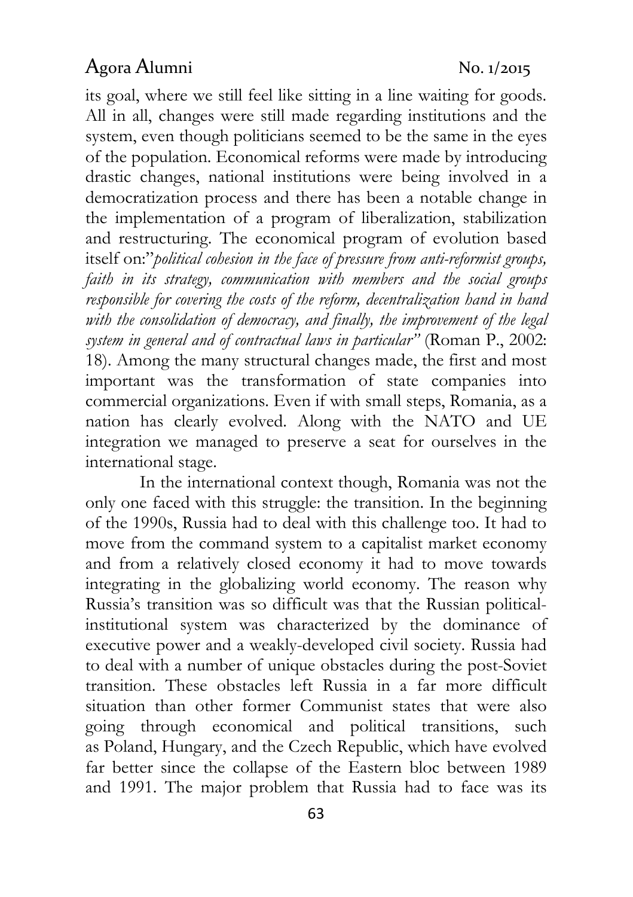its goal, where we still feel like sitting in a line waiting for goods. All in all, changes were still made regarding institutions and the system, even though politicians seemed to be the same in the eyes of the population. Economical reforms were made by introducing drastic changes, national institutions were being involved in a democratization process and there has been a notable change in the implementation of a program of liberalization, stabilization and restructuring. The economical program of evolution based itself on:"*political cohesion in the face of pressure from anti-reformist groups, faith in its strategy, communication with members and the social groups responsible for covering the costs of the reform, decentralization hand in hand with the consolidation of democracy, and finally, the improvement of the legal system in general and of contractual laws in particular"* (Roman P., 2002: 18). Among the many structural changes made, the first and most important was the transformation of state companies into commercial organizations. Even if with small steps, Romania, as a nation has clearly evolved. Along with the NATO and UE integration we managed to preserve a seat for ourselves in the international stage.

In the international context though, Romania was not the only one faced with this struggle: the transition. In the beginning of the 1990s, Russia had to deal with this challenge too. It had to move from the command system to a capitalist market economy and from a relatively closed economy it had to move towards integrating in the globalizing world economy. The reason why Russia's transition was so difficult was that the Russian political-institutional system was characterized by the dominance of executive power and a weakly-developed civil society. Russia had to deal with a number of unique obstacles during the post-Soviet transition. These obstacles left Russia in a far more difficult situation than other former Communist states that were also going through economical and political transitions, such as Poland, Hungary, and the Czech Republic, which have evolved far better since the collapse of the Eastern bloc between 1989 and 1991. The major problem that Russia had to face was its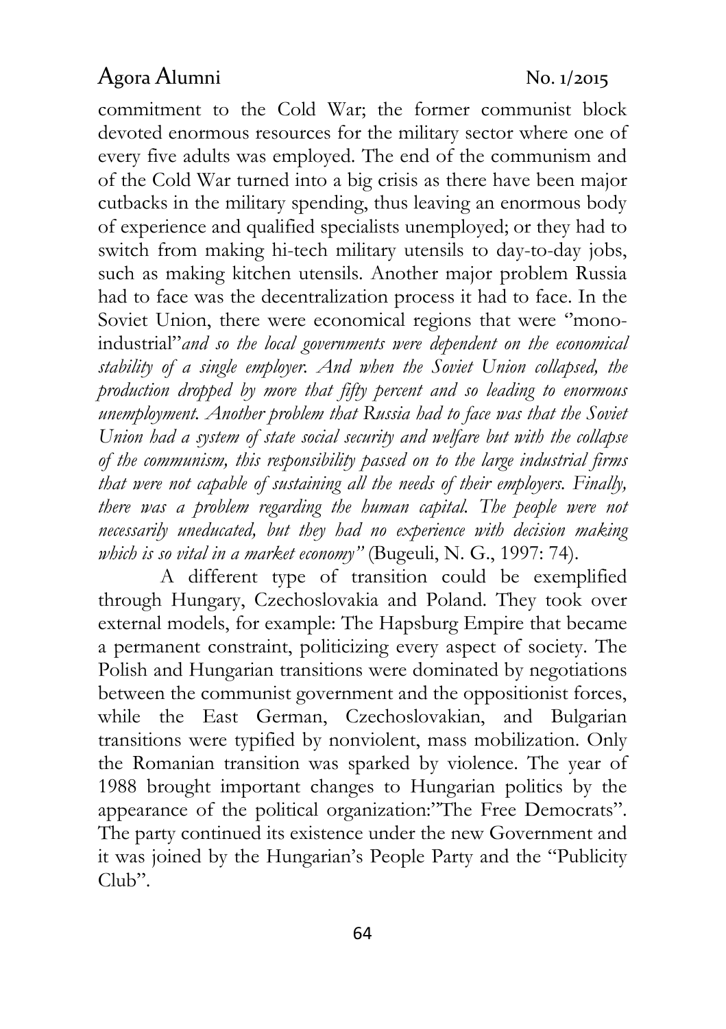commitment to the Cold War; the former communist block devoted enormous resources for the military sector where one of every five adults was employed. The end of the communism and of the Cold War turned into a big crisis as there have been major cutbacks in the military spending, thus leaving an enormous body of experience and qualified specialists unemployed; or they had to switch from making hi-tech military utensils to day-to-day jobs, such as making kitchen utensils. Another major problem Russia had to face was the decentralization process it had to face. In the Soviet Union, there were economical regions that were "mono-industrial"*and so the local governments were dependent on the economical stability of a single employer. And when the Soviet Union collapsed, the production dropped by more that fifty percent and so leading to enormous unemployment. Another problem that Russia had to face was that the Soviet Union had a system of state social security and welfare but with the collapse of the communism, this responsibility passed on to the large industrial firms that were not capable of sustaining all the needs of their employers. Finally, there was a problem regarding the human capital. The people were not necessarily uneducated, but they had no experience with decision making which is so vital in a market economy"* (Bugeuli, N. G., 1997: 74).

A different type of transition could be exemplified through Hungary, Czechoslovakia and Poland. They took over external models, for example: The Hapsburg Empire that became a permanent constraint, politicizing every aspect of society. The Polish and Hungarian transitions were dominated by negotiations between the communist government and the oppositionist forces, while the East German, Czechoslovakian, and Bulgarian transitions were typified by nonviolent, mass mobilization. Only the Romanian transition was sparked by violence. The year of 1988 brought important changes to Hungarian politics by the appearance of the political organization:"The Free Democrats". The party continued its existence under the new Government and it was joined by the Hungarian's People Party and the "Publicity Club".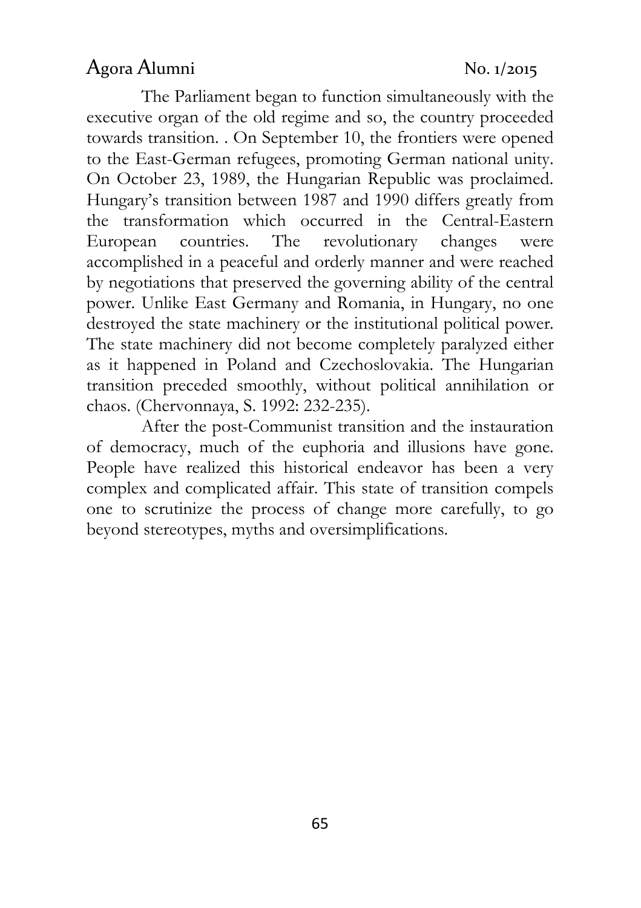The Parliament began to function simultaneously with the executive organ of the old regime and so, the country proceeded towards transition. . On September 10, the frontiers were opened to the East-German refugees, promoting German national unity. On October 23, 1989, the Hungarian Republic was proclaimed. Hungary's transition between 1987 and 1990 differs greatly from the transformation which occurred in the Central-Eastern European countries. The revolutionary changes were accomplished in a peaceful and orderly manner and were reached by negotiations that preserved the governing ability of the central power. Unlike East Germany and Romania, in Hungary, no one destroyed the state machinery or the institutional political power. The state machinery did not become completely paralyzed either as it happened in Poland and Czechoslovakia. The Hungarian transition preceded smoothly, without political annihilation or chaos. (Chervonnaya, S. 1992: 232-235).

After the post-Communist transition and the instauration of democracy, much of the euphoria and illusions have gone. People have realized this historical endeavor has been a very complex and complicated affair. This state of transition compels one to scrutinize the process of change more carefully, to go beyond stereotypes, myths and oversimplifications.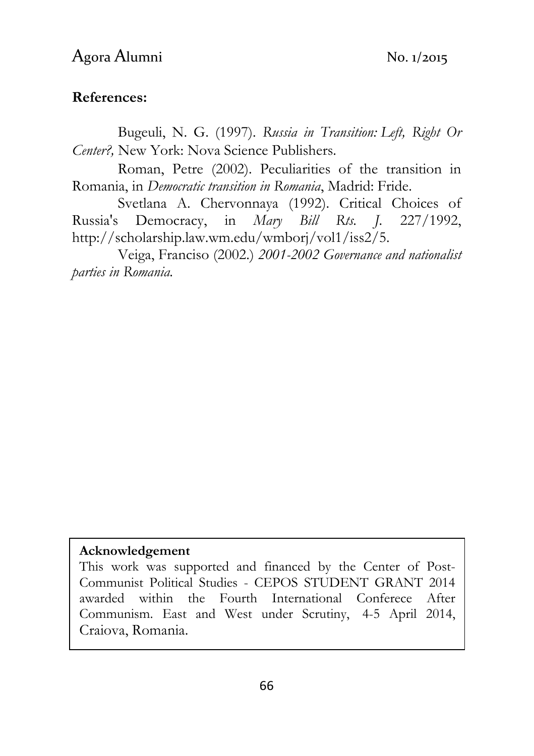**References:**

Bugeuli, N. G. (1997). *Russia in Transition: Left, Right Or Center?,* New York: Nova Science Publishers.

Roman, Petre (2002). Peculiarities of the transition in Romania, in *Democratic transition in Romania*, Madrid: Fride.

Svetlana A. Chervonnaya (1992). Critical Choices of Russia's Democracy, in *Mary Bill Rts. J.* 227/1992, http://scholarship.law.wm.edu/wmborj/vol1/iss2/5.

Veiga, Franciso (2002.) *2001-2002 Governance and nationalist parties in Romania.*

**Acknowledgement**

This work was supported and financed by the Center of Post-Communist Political Studies - CEPOS STUDENT GRANT 2014 awarded within the Fourth International Conferece After Communism. East and West under Scrutiny, 4-5 April 2014, Craiova, Romania.